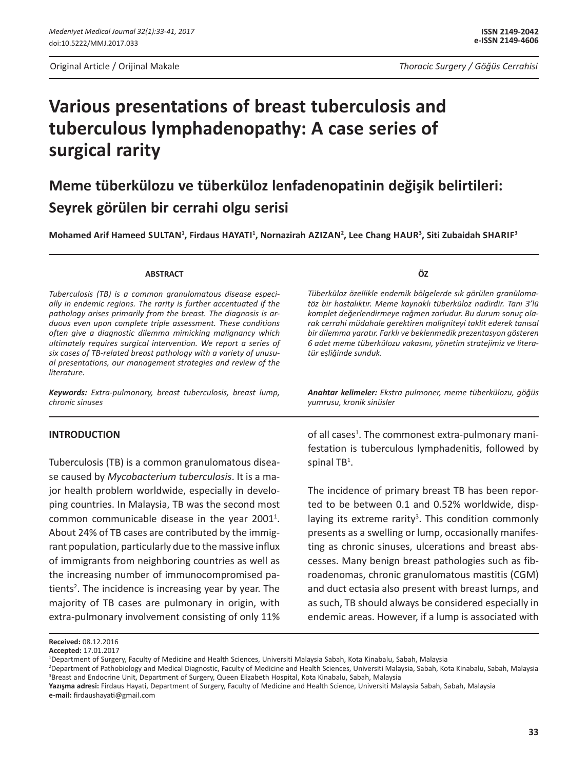Original Article / Orijinal Makale

Thoracic Surgery / Göğüs Cerrahisi

# Various presentations of breast tuberculosis and tuberculous lymphadenopathy: A case series of surgical rarity

## Meme tüberkülozu ve tüberküloz lenfadenopatinin değişik belirtileri: Seyrek görülen bir cerrahi olgu serisi

**Mohamed Arif Hameed SULTAN[1], Firdaus HAYATI[1], Nornazirah AZIZAN[2], Lee Chang HAUR[3], Siti Zubaidah SHARIF[3]**

### ABSTRACT

*Tuberculosis (TB) is a common granulomatous disease especially in endemic regions. The rarity is further accentuated if the pathology arises primarily from the breast. The diagnosis is arduous even upon complete triple assessment. These conditions often give a diagnostic dilemma mimicking malignancy which ultimately requires surgical intervention. We report a series of six cases of TB-related breast pathology with a variety of unusual presentations, our management strategies and review of the literature.*

***Keywords:*** *Extra-pulmonary, breast tuberculosis, breast lump, chronic sinuses*

### ÖZ

*Tüberküloz özellikle endemik bölgelerde sık görülen granülomatöz bir hastalıktır. Meme kaynaklı tüberküloz nadirdir. Tanı 3'lü komplet değerlendirmeye rağmen zorludur. Bu durum sonuç olarak cerrahi müdahale gerektiren maligniteyi taklit ederek tanısal bir dilemma yaratır. Farklı ve beklenmedik prezentasyon gösteren 6 adet meme tüberkülozu vakasını, yönetim stratejimiz ve literatür eşliğinde sunduk.*

***Anahtar kelimeler:*** *Ekstra pulmoner, meme tüberkülozu, göğüs yumrusu, kronik sinüsler*

## INTRODUCTION

Tuberculosis (TB) is a common granulomatous disease caused by *Mycobacterium tuberculosis*. It is a major health problem worldwide, especially in developing countries. In Malaysia, TB was the second most common communicable disease in the year 2001[1]. About 24% of TB cases are contributed by the immigrant population, particularly due to the massive influx of immigrants from neighboring countries as well as the increasing number of immunocompromised patients[2]. The incidence is increasing year by year. The majority of TB cases are pulmonary in origin, with extra-pulmonary involvement consisting of only 11% of all cases[1]. The commonest extra-pulmonary manifestation is tuberculous lymphadenitis, followed by spinal TB[1].

The incidence of primary breast TB has been reported to be between 0.1 and 0.52% worldwide, displaying its extreme rarity[3]. This condition commonly presents as a swelling or lump, occasionally manifesting as chronic sinuses, ulcerations and breast abscesses. Many benign breast pathologies such as fibroadenomas, chronic granulomatous mastitis (CGM) and duct ectasia also present with breast lumps, and as such, TB should always be considered especially in endemic areas. However, if a lump is associated with

**Received:** 08.12.2016
**Accepted:** 17.01.2017
[1]Department of Surgery, Faculty of Medicine and Health Sciences, Universiti Malaysia Sabah, Kota Kinabalu, Sabah, Malaysia
[2]Department of Pathobiology and Medical Diagnostic, Faculty of Medicine and Health Sciences, Universiti Malaysia, Sabah, Kota Kinabalu, Sabah, Malaysia
[3]Breast and Endocrine Unit, Department of Surgery, Queen Elizabeth Hospital, Kota Kinabalu, Sabah, Malaysia
**Yazışma adresi:** Firdaus Hayati, Department of Surgery, Faculty of Medicine and Health Science, Universiti Malaysia Sabah, Sabah, Malaysia
**e-mail:** firdaushayati@gmail.com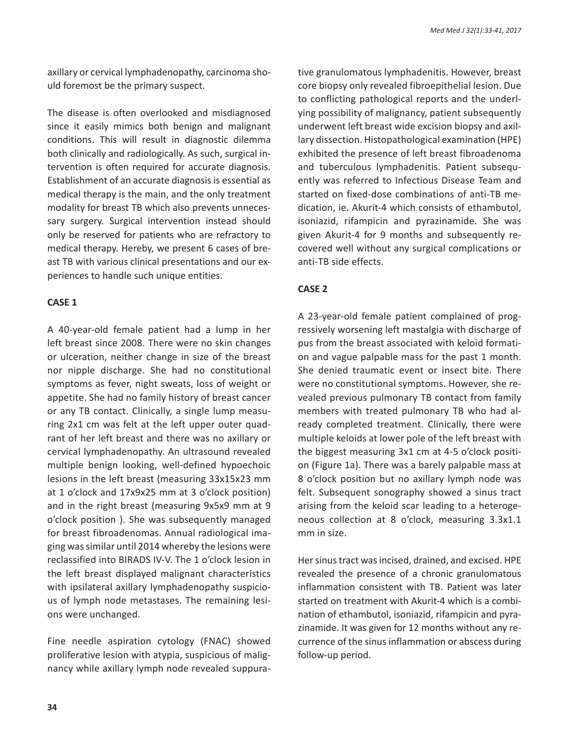axillary or cervical lymphadenopathy, carcinoma should foremost be the primary suspect.

The disease is often overlooked and misdiagnosed since it easily mimics both benign and malignant conditions. This will result in diagnostic dilemma both clinically and radiologically. As such, surgical intervention is often required for accurate diagnosis. Establishment of an accurate diagnosis is essential as medical therapy is the main, and the only treatment modality for breast TB which also prevents unnecessary surgery. Surgical intervention instead should only be reserved for patients who are refractory to medical therapy. Hereby, we present 6 cases of breast TB with various clinical presentations and our experiences to handle such unique entities.

**CASE 1**

A 40-year-old female patient had a lump in her left breast since 2008. There were no skin changes or ulceration, neither change in size of the breast nor nipple discharge. She had no constitutional symptoms as fever, night sweats, loss of weight or appetite. She had no family history of breast cancer or any TB contact. Clinically, a single lump measuring 2x1 cm was felt at the left upper outer quadrant of her left breast and there was no axillary or cervical lymphadenopathy. An ultrasound revealed multiple benign looking, well-defined hypoechoic lesions in the left breast (measuring 33x15x23 mm at 1 o'clock and 17x9x25 mm at 3 o'clock position) and in the right breast (measuring 9x5x9 mm at 9 o'clock position ). She was subsequently managed for breast fibroadenomas. Annual radiological imaging was similar until 2014 whereby the lesions were reclassified into BIRADS IV-V. The 1 o'clock lesion in the left breast displayed malignant characteristics with ipsilateral axillary lymphadenopathy suspicious of lymph node metastases. The remaining lesions were unchanged.

Fine needle aspiration cytology (FNAC) showed proliferative lesion with atypia, suspicious of malignancy while axillary lymph node revealed suppurative granulomatous lymphadenitis. However, breast core biopsy only revealed fibroepithelial lesion. Due to conflicting pathological reports and the underlying possibility of malignancy, patient subsequently underwent left breast wide excision biopsy and axillary dissection. Histopathological examination (HPE) exhibited the presence of left breast fibroadenoma and tuberculous lymphadenitis. Patient subsequently was referred to Infectious Disease Team and started on fixed-dose combinations of anti-TB medication, ie. Akurit-4 which consists of ethambutol, isoniazid, rifampicin and pyrazinamide. She was given Akurit-4 for 9 months and subsequently recovered well without any surgical complications or anti-TB side effects.

**CASE 2**

A 23-year-old female patient complained of progressively worsening left mastalgia with discharge of pus from the breast associated with keloid formation and vague palpable mass for the past 1 month. She denied traumatic event or insect bite. There were no constitutional symptoms. However, she revealed previous pulmonary TB contact from family members with treated pulmonary TB who had already completed treatment. Clinically, there were multiple keloids at lower pole of the left breast with the biggest measuring 3x1 cm at 4-5 o'clock position (Figure 1a). There was a barely palpable mass at 8 o'clock position but no axillary lymph node was felt. Subsequent sonography showed a sinus tract arising from the keloid scar leading to a heterogeneous collection at 8 o'clock, measuring 3.3x1.1 mm in size.

Her sinus tract was incised, drained, and excised. HPE revealed the presence of a chronic granulomatous inflammation consistent with TB. Patient was later started on treatment with Akurit-4 which is a combination of ethambutol, isoniazid, rifampicin and pyrazinamide. It was given for 12 months without any recurrence of the sinus inflammation or abscess during follow-up period.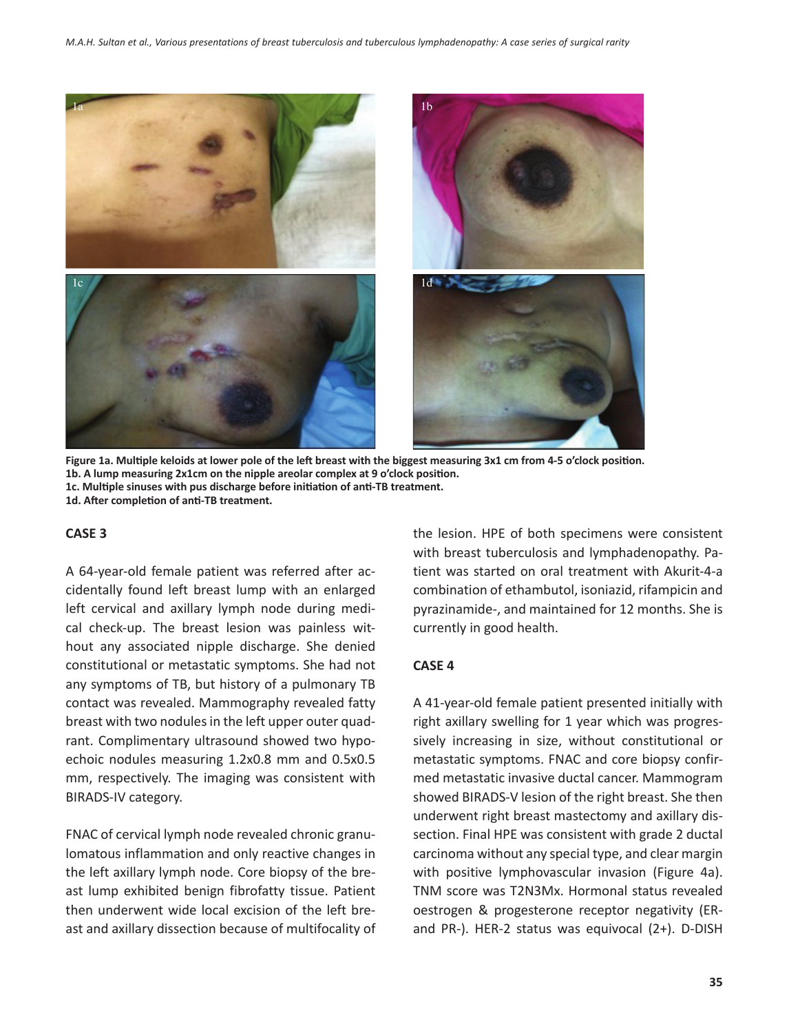Figure 1a. Multiple keloids at lower pole of the left breast with the biggest measuring 3x1 cm from 4-5 o'clock position.
1b. A lump measuring 2x1cm on the nipple areolar complex at 9 o'clock position.
1c. Multiple sinuses with pus discharge before initiation of anti-TB treatment.
1d. After completion of anti-TB treatment.

## CASE 3

A 64-year-old female patient was referred after accidentally found left breast lump with an enlarged left cervical and axillary lymph node during medical check-up. The breast lesion was painless without any associated nipple discharge. She denied constitutional or metastatic symptoms. She had not any symptoms of TB, but history of a pulmonary TB contact was revealed. Mammography revealed fatty breast with two nodules in the left upper outer quadrant. Complimentary ultrasound showed two hypoechoic nodules measuring 1.2x0.8 mm and 0.5x0.5 mm, respectively. The imaging was consistent with BIRADS-IV category.

FNAC of cervical lymph node revealed chronic granulomatous inflammation and only reactive changes in the left axillary lymph node. Core biopsy of the breast lump exhibited benign fibrofatty tissue. Patient then underwent wide local excision of the left breast and axillary dissection because of multifocality of the lesion. HPE of both specimens were consistent with breast tuberculosis and lymphadenopathy. Patient was started on oral treatment with Akurit-4-a combination of ethambutol, isoniazid, rifampicin and pyrazinamide-, and maintained for 12 months. She is currently in good health.

## CASE 4

A 41-year-old female patient presented initially with right axillary swelling for 1 year which was progressively increasing in size, without constitutional or metastatic symptoms. FNAC and core biopsy confirmed metastatic invasive ductal cancer. Mammogram showed BIRADS-V lesion of the right breast. She then underwent right breast mastectomy and axillary dissection. Final HPE was consistent with grade 2 ductal carcinoma without any special type, and clear margin with positive lymphovascular invasion (Figure 4a). TNM score was T2N3Mx. Hormonal status revealed oestrogen & progesterone receptor negativity (ER- and PR-). HER-2 status was equivocal (2+). D-DISH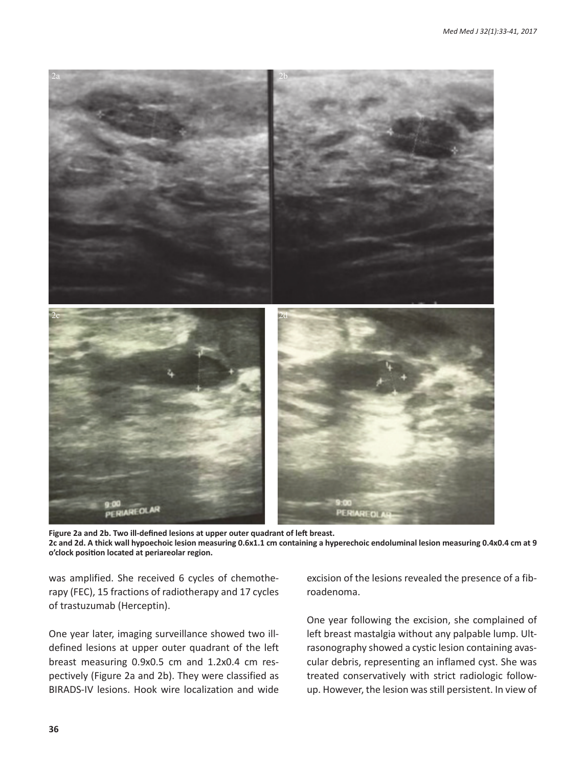**Figure 2a and 2b. Two ill-defined lesions at upper outer quadrant of left breast.**
**2c and 2d. A thick wall hypoechoic lesion measuring 0.6x1.1 cm containing a hyperechoic endoluminal lesion measuring 0.4x0.4 cm at 9 o'clock position located at periareolar region.**

was amplified. She received 6 cycles of chemotherapy (FEC), 15 fractions of radiotherapy and 17 cycles of trastuzumab (Herceptin).

One year later, imaging surveillance showed two ill-defined lesions at upper outer quadrant of the left breast measuring 0.9x0.5 cm and 1.2x0.4 cm respectively (Figure 2a and 2b). They were classified as BIRADS-IV lesions. Hook wire localization and wide excision of the lesions revealed the presence of a fibroadenoma.

One year following the excision, she complained of left breast mastalgia without any palpable lump. Ultrasonography showed a cystic lesion containing avascular debris, representing an inflamed cyst. She was treated conservatively with strict radiologic follow-up. However, the lesion was still persistent. In view of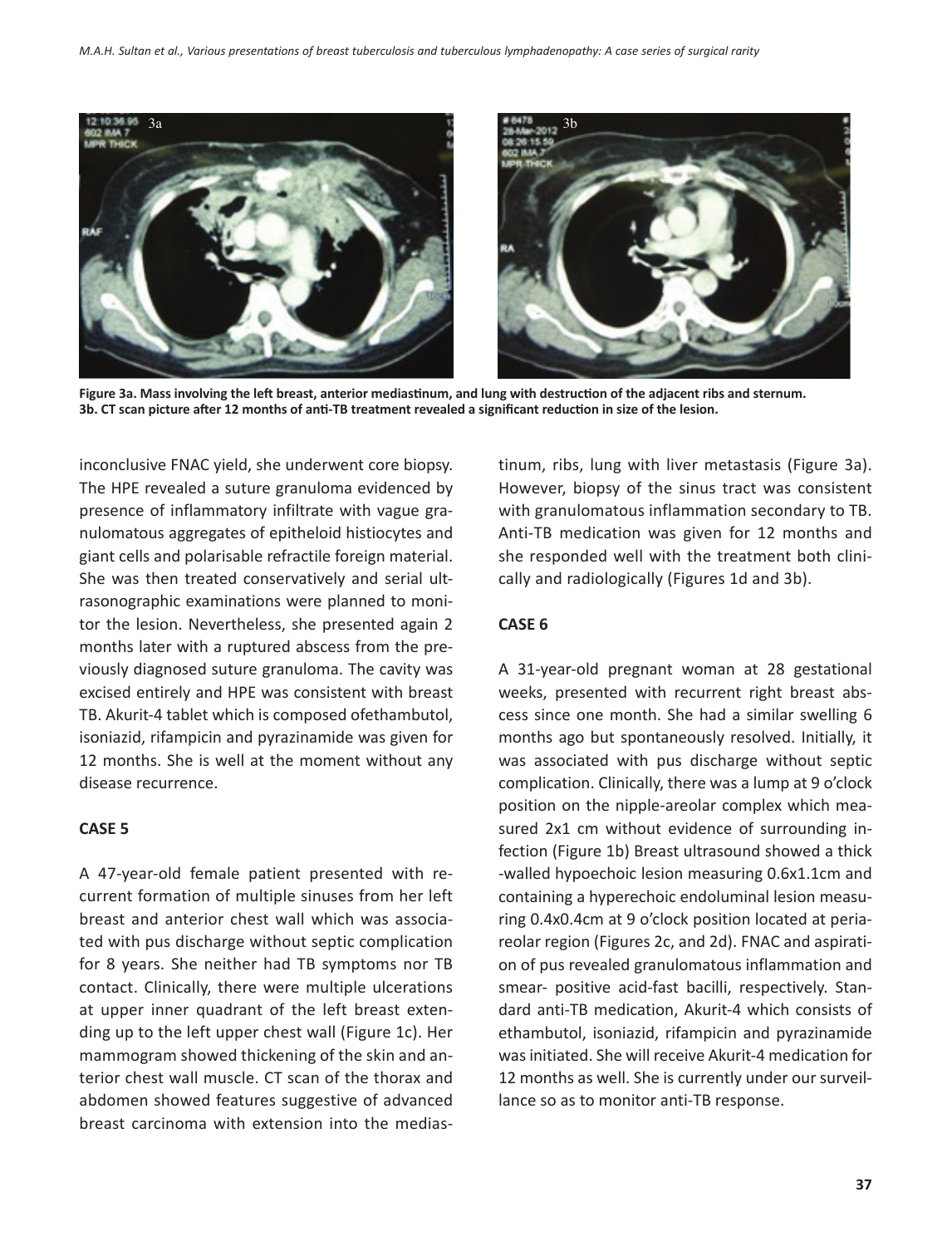Figure 3a. Mass involving the left breast, anterior mediastinum, and lung with destruction of the adjacent ribs and sternum. 3b. CT scan picture after 12 months of anti-TB treatment revealed a significant reduction in size of the lesion.

inconclusive FNAC yield, she underwent core biopsy. The HPE revealed a suture granuloma evidenced by presence of inflammatory infiltrate with vague granulomatous aggregates of epitheloid histiocytes and giant cells and polarisable refractile foreign material. She was then treated conservatively and serial ultrasonographic examinations were planned to monitor the lesion. Nevertheless, she presented again 2 months later with a ruptured abscess from the previously diagnosed suture granuloma. The cavity was excised entirely and HPE was consistent with breast TB. Akurit-4 tablet which is composed ofethambutol, isoniazid, rifampicin and pyrazinamide was given for 12 months. She is well at the moment without any disease recurrence.

## CASE 5

A 47-year-old female patient presented with recurrent formation of multiple sinuses from her left breast and anterior chest wall which was associated with pus discharge without septic complication for 8 years. She neither had TB symptoms nor TB contact. Clinically, there were multiple ulcerations at upper inner quadrant of the left breast extending up to the left upper chest wall (Figure 1c). Her mammogram showed thickening of the skin and anterior chest wall muscle. CT scan of the thorax and abdomen showed features suggestive of advanced breast carcinoma with extension into the mediastinum, ribs, lung with liver metastasis (Figure 3a). However, biopsy of the sinus tract was consistent with granulomatous inflammation secondary to TB. Anti-TB medication was given for 12 months and she responded well with the treatment both clinically and radiologically (Figures 1d and 3b).

## CASE 6

A 31-year-old pregnant woman at 28 gestational weeks, presented with recurrent right breast abscess since one month. She had a similar swelling 6 months ago but spontaneously resolved. Initially, it was associated with pus discharge without septic complication. Clinically, there was a lump at 9 o'clock position on the nipple-areolar complex which measured 2x1 cm without evidence of surrounding infection (Figure 1b) Breast ultrasound showed a thick -walled hypoechoic lesion measuring 0.6x1.1cm and containing a hyperechoic endoluminal lesion measuring 0.4x0.4cm at 9 o'clock position located at periareolar region (Figures 2c, and 2d). FNAC and aspiration of pus revealed granulomatous inflammation and smear- positive acid-fast bacilli, respectively. Standard anti-TB medication, Akurit-4 which consists of ethambutol, isoniazid, rifampicin and pyrazinamide was initiated. She will receive Akurit-4 medication for 12 months as well. She is currently under our surveillance so as to monitor anti-TB response.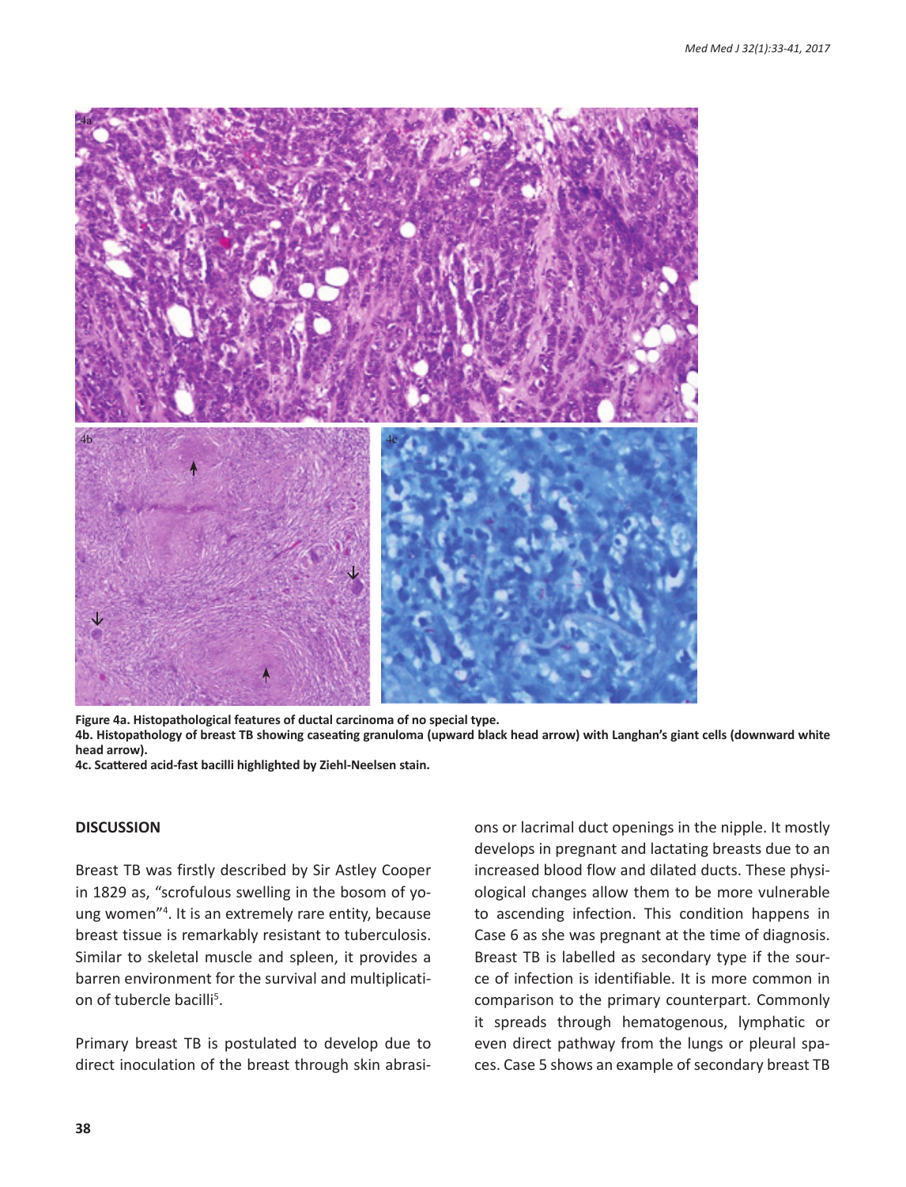**Figure 4a. Histopathological features of ductal carcinoma of no special type.**
**4b. Histopathology of breast TB showing caseating granuloma (upward black head arrow) with Langhan's giant cells (downward white head arrow).**
**4c. Scattered acid-fast bacilli highlighted by Ziehl-Neelsen stain.**

## DISCUSSION

Breast TB was firstly described by Sir Astley Cooper in 1829 as, "scrofulous swelling in the bosom of young women"[4]. It is an extremely rare entity, because breast tissue is remarkably resistant to tuberculosis. Similar to skeletal muscle and spleen, it provides a barren environment for the survival and multiplication of tubercle bacilli[5].

Primary breast TB is postulated to develop due to direct inoculation of the breast through skin abrasions or lacrimal duct openings in the nipple. It mostly develops in pregnant and lactating breasts due to an increased blood flow and dilated ducts. These physiological changes allow them to be more vulnerable to ascending infection. This condition happens in Case 6 as she was pregnant at the time of diagnosis. Breast TB is labelled as secondary type if the source of infection is identifiable. It is more common in comparison to the primary counterpart. Commonly it spreads through hematogenous, lymphatic or even direct pathway from the lungs or pleural spaces. Case 5 shows an example of secondary breast TB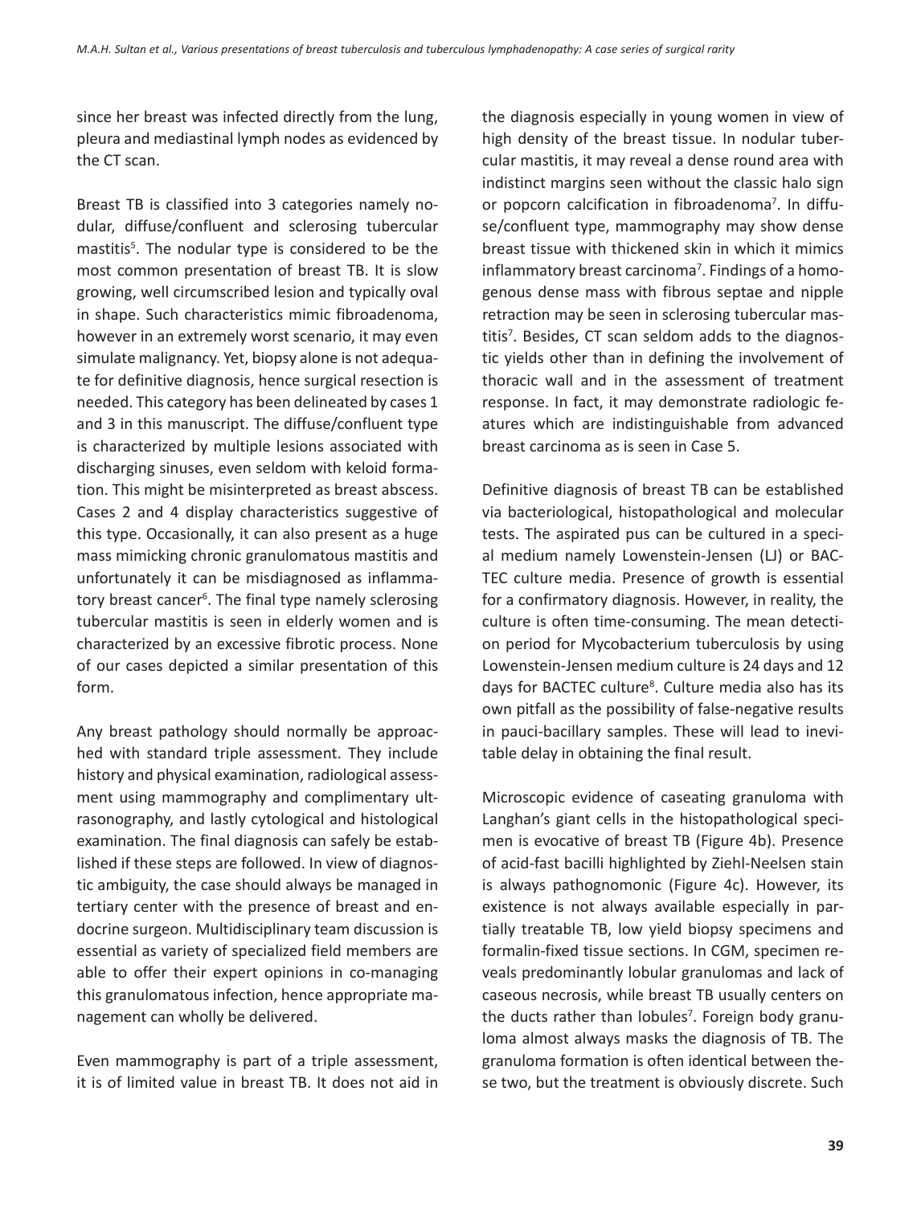since her breast was infected directly from the lung, pleura and mediastinal lymph nodes as evidenced by the CT scan.

Breast TB is classified into 3 categories namely nodular, diffuse/confluent and sclerosing tubercular mastitis[5]. The nodular type is considered to be the most common presentation of breast TB. It is slow growing, well circumscribed lesion and typically oval in shape. Such characteristics mimic fibroadenoma, however in an extremely worst scenario, it may even simulate malignancy. Yet, biopsy alone is not adequate for definitive diagnosis, hence surgical resection is needed. This category has been delineated by cases 1 and 3 in this manuscript. The diffuse/confluent type is characterized by multiple lesions associated with discharging sinuses, even seldom with keloid formation. This might be misinterpreted as breast abscess. Cases 2 and 4 display characteristics suggestive of this type. Occasionally, it can also present as a huge mass mimicking chronic granulomatous mastitis and unfortunately it can be misdiagnosed as inflammatory breast cancer[6]. The final type namely sclerosing tubercular mastitis is seen in elderly women and is characterized by an excessive fibrotic process. None of our cases depicted a similar presentation of this form.

Any breast pathology should normally be approached with standard triple assessment. They include history and physical examination, radiological assessment using mammography and complimentary ultrasonography, and lastly cytological and histological examination. The final diagnosis can safely be established if these steps are followed. In view of diagnostic ambiguity, the case should always be managed in tertiary center with the presence of breast and endocrine surgeon. Multidisciplinary team discussion is essential as variety of specialized field members are able to offer their expert opinions in co-managing this granulomatous infection, hence appropriate management can wholly be delivered.

Even mammography is part of a triple assessment, it is of limited value in breast TB. It does not aid in the diagnosis especially in young women in view of high density of the breast tissue. In nodular tubercular mastitis, it may reveal a dense round area with indistinct margins seen without the classic halo sign or popcorn calcification in fibroadenoma[7]. In diffuse/confluent type, mammography may show dense breast tissue with thickened skin in which it mimics inflammatory breast carcinoma[7]. Findings of a homogenous dense mass with fibrous septae and nipple retraction may be seen in sclerosing tubercular mastitis[7]. Besides, CT scan seldom adds to the diagnostic yields other than in defining the involvement of thoracic wall and in the assessment of treatment response. In fact, it may demonstrate radiologic features which are indistinguishable from advanced breast carcinoma as is seen in Case 5.

Definitive diagnosis of breast TB can be established via bacteriological, histopathological and molecular tests. The aspirated pus can be cultured in a special medium namely Lowenstein-Jensen (LJ) or BACTEC culture media. Presence of growth is essential for a confirmatory diagnosis. However, in reality, the culture is often time-consuming. The mean detection period for Mycobacterium tuberculosis by using Lowenstein-Jensen medium culture is 24 days and 12 days for BACTEC culture[8]. Culture media also has its own pitfall as the possibility of false-negative results in pauci-bacillary samples. These will lead to inevitable delay in obtaining the final result.

Microscopic evidence of caseating granuloma with Langhan's giant cells in the histopathological specimen is evocative of breast TB (Figure 4b). Presence of acid-fast bacilli highlighted by Ziehl-Neelsen stain is always pathognomonic (Figure 4c). However, its existence is not always available especially in partially treatable TB, low yield biopsy specimens and formalin-fixed tissue sections. In CGM, specimen reveals predominantly lobular granulomas and lack of caseous necrosis, while breast TB usually centers on the ducts rather than lobules[7]. Foreign body granuloma almost always masks the diagnosis of TB. The granuloma formation is often identical between these two, but the treatment is obviously discrete. Such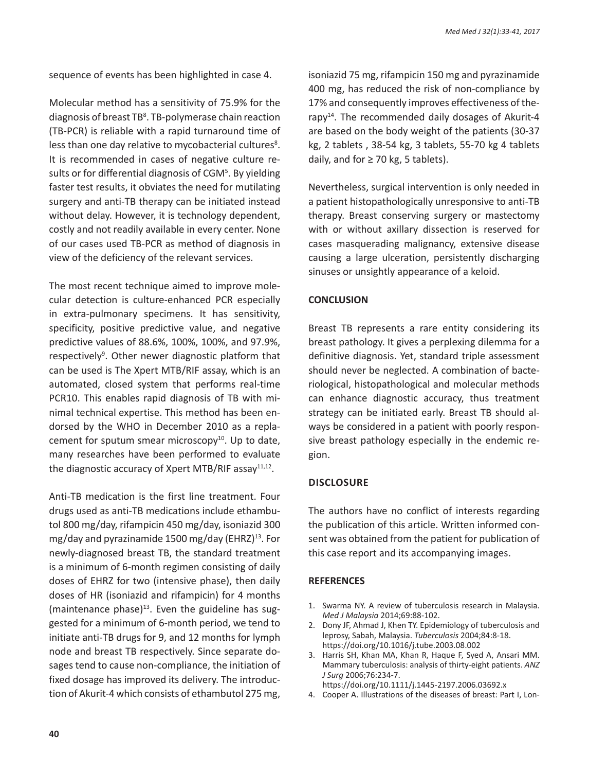sequence of events has been highlighted in case 4.

Molecular method has a sensitivity of 75.9% for the diagnosis of breast TB[8]. TB-polymerase chain reaction (TB-PCR) is reliable with a rapid turnaround time of less than one day relative to mycobacterial cultures[8]. It is recommended in cases of negative culture results or for differential diagnosis of CGM[5]. By yielding faster test results, it obviates the need for mutilating surgery and anti-TB therapy can be initiated instead without delay. However, it is technology dependent, costly and not readily available in every center. None of our cases used TB-PCR as method of diagnosis in view of the deficiency of the relevant services.

The most recent technique aimed to improve molecular detection is culture-enhanced PCR especially in extra-pulmonary specimens. It has sensitivity, specificity, positive predictive value, and negative predictive values of 88.6%, 100%, 100%, and 97.9%, respectively[9]. Other newer diagnostic platform that can be used is The Xpert MTB/RIF assay, which is an automated, closed system that performs real-time PCR10. This enables rapid diagnosis of TB with minimal technical expertise. This method has been endorsed by the WHO in December 2010 as a replacement for sputum smear microscopy[10]. Up to date, many researches have been performed to evaluate the diagnostic accuracy of Xpert MTB/RIF assay[11,12].

Anti-TB medication is the first line treatment. Four drugs used as anti-TB medications include ethambutol 800 mg/day, rifampicin 450 mg/day, isoniazid 300 mg/day and pyrazinamide 1500 mg/day (EHRZ)[13]. For newly-diagnosed breast TB, the standard treatment is a minimum of 6-month regimen consisting of daily doses of EHRZ for two (intensive phase), then daily doses of HR (isoniazid and rifampicin) for 4 months (maintenance phase)[13]. Even the guideline has suggested for a minimum of 6-month period, we tend to initiate anti-TB drugs for 9, and 12 months for lymph node and breast TB respectively. Since separate dosages tend to cause non-compliance, the initiation of fixed dosage has improved its delivery. The introduction of Akurit-4 which consists of ethambutol 275 mg, isoniazid 75 mg, rifampicin 150 mg and pyrazinamide 400 mg, has reduced the risk of non-compliance by 17% and consequently improves effectiveness of therapy[14]. The recommended daily dosages of Akurit-4 are based on the body weight of the patients (30-37 kg, 2 tablets , 38-54 kg, 3 tablets, 55-70 kg 4 tablets daily, and for ≥ 70 kg, 5 tablets).

Nevertheless, surgical intervention is only needed in a patient histopathologically unresponsive to anti-TB therapy. Breast conserving surgery or mastectomy with or without axillary dissection is reserved for cases masquerading malignancy, extensive disease causing a large ulceration, persistently discharging sinuses or unsightly appearance of a keloid.

## CONCLUSION

Breast TB represents a rare entity considering its breast pathology. It gives a perplexing dilemma for a definitive diagnosis. Yet, standard triple assessment should never be neglected. A combination of bacteriological, histopathological and molecular methods can enhance diagnostic accuracy, thus treatment strategy can be initiated early. Breast TB should always be considered in a patient with poorly responsive breast pathology especially in the endemic region.

## DISCLOSURE

The authors have no conflict of interests regarding the publication of this article. Written informed consent was obtained from the patient for publication of this case report and its accompanying images.

## REFERENCES

1. Swarma NY. A review of tuberculosis research in Malaysia. *Med J Malaysia* 2014;69:88-102.
2. Dony JF, Ahmad J, Khen TY. Epidemiology of tuberculosis and leprosy, Sabah, Malaysia. *Tuberculosis* 2004;84:8-18. https://doi.org/10.1016/j.tube.2003.08.002
3. Harris SH, Khan MA, Khan R, Haque F, Syed A, Ansari MM. Mammary tuberculosis: analysis of thirty-eight patients. *ANZ J Surg* 2006;76:234-7. https://doi.org/10.1111/j.1445-2197.2006.03692.x
4. Cooper A. Illustrations of the diseases of breast: Part I, Lon-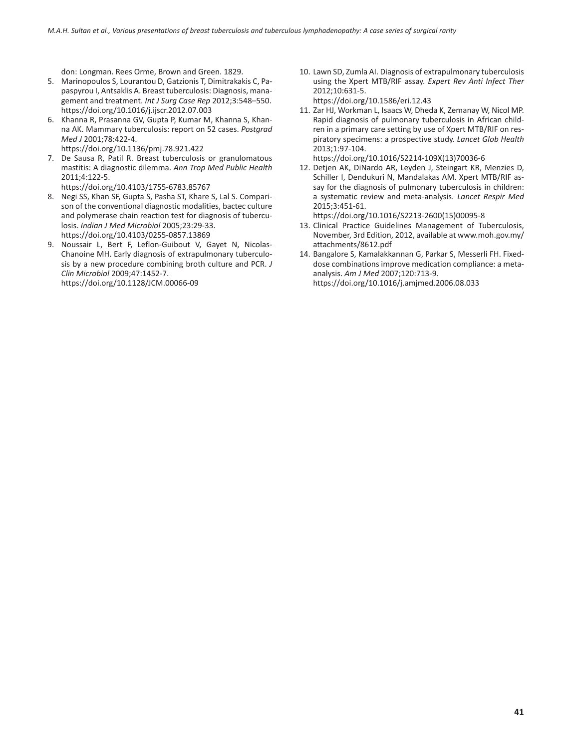don: Longman. Rees Orme, Brown and Green. 1829.

5. Marinopoulos S, Lourantou D, Gatzionis T, Dimitrakakis C, Papaspyrou I, Antsaklis A. Breast tuberculosis: Diagnosis, management and treatment. *Int J Surg Case Rep* 2012;3:548–550. https://doi.org/10.1016/j.ijscr.2012.07.003
6. Khanna R, Prasanna GV, Gupta P, Kumar M, Khanna S, Khanna AK. Mammary tuberculosis: report on 52 cases. *Postgrad Med J* 2001;78:422-4. https://doi.org/10.1136/pmj.78.921.422
7. De Sausa R, Patil R. Breast tuberculosis or granulomatous mastitis: A diagnostic dilemma. *Ann Trop Med Public Health* 2011;4:122-5. https://doi.org/10.4103/1755-6783.85767
8. Negi SS, Khan SF, Gupta S, Pasha ST, Khare S, Lal S. Comparison of the conventional diagnostic modalities, bactec culture and polymerase chain reaction test for diagnosis of tuberculosis. *Indian J Med Microbiol* 2005;23:29-33. https://doi.org/10.4103/0255-0857.13869
9. Noussair L, Bert F, Leflon-Guibout V, Gayet N, Nicolas-Chanoine MH. Early diagnosis of extrapulmonary tuberculosis by a new procedure combining broth culture and PCR. *J Clin Microbiol* 2009;47:1452-7. https://doi.org/10.1128/JCM.00066-09
10. Lawn SD, Zumla AI. Diagnosis of extrapulmonary tuberculosis using the Xpert MTB/RIF assay. *Expert Rev Anti Infect Ther* 2012;10:631-5. https://doi.org/10.1586/eri.12.43
11. Zar HJ, Workman L, Isaacs W, Dheda K, Zemanay W, Nicol MP. Rapid diagnosis of pulmonary tuberculosis in African children in a primary care setting by use of Xpert MTB/RIF on respiratory specimens: a prospective study. *Lancet Glob Health* 2013;1:97-104. https://doi.org/10.1016/S2214-109X(13)70036-6
12. Detjen AK, DiNardo AR, Leyden J, Steingart KR, Menzies D, Schiller I, Dendukuri N, Mandalakas AM. Xpert MTB/RIF assay for the diagnosis of pulmonary tuberculosis in children: a systematic review and meta-analysis. *Lancet Respir Med* 2015;3:451-61. https://doi.org/10.1016/S2213-2600(15)00095-8
13. Clinical Practice Guidelines Management of Tuberculosis, November, 3rd Edition, 2012, available at www.moh.gov.my/attachments/8612.pdf
14. Bangalore S, Kamalakkannan G, Parkar S, Messerli FH. Fixed-dose combinations improve medication compliance: a meta-analysis. *Am J Med* 2007;120:713-9. https://doi.org/10.1016/j.amjmed.2006.08.033